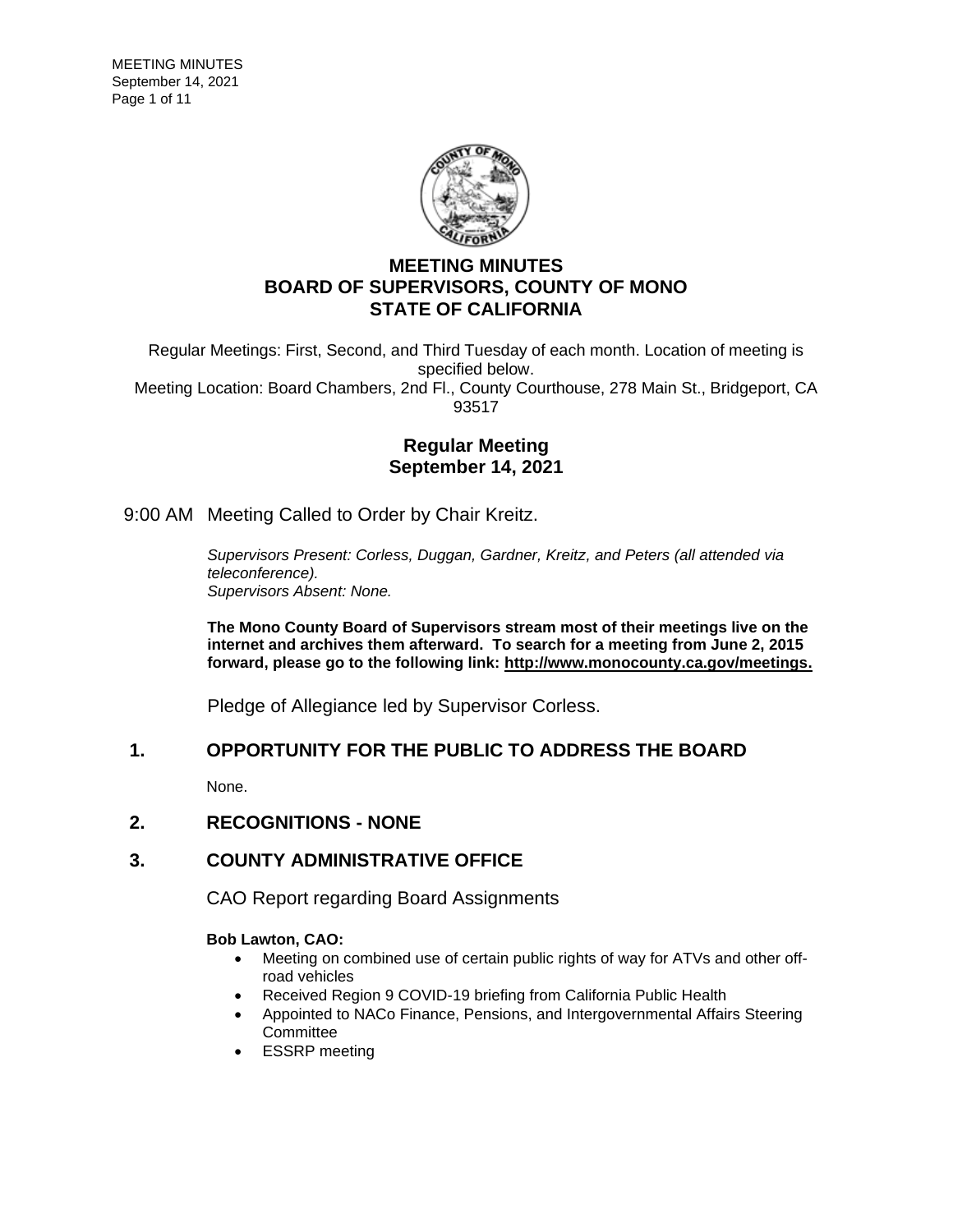# MEETING MINUTES
# BOARD OF SUPERVISORS, COUNTY OF MONO
# STATE OF CALIFORNIA

Regular Meetings: First, Second, and Third Tuesday of each month. Location of meeting is specified below.
Meeting Location: Board Chambers, 2nd Fl., County Courthouse, 278 Main St., Bridgeport, CA 93517

## Regular Meeting
## September 14, 2021

9:00 AM Meeting Called to Order by Chair Kreitz.

*Supervisors Present: Corless, Duggan, Gardner, Kreitz, and Peters (all attended via teleconference).*
*Supervisors Absent: None.*

**The Mono County Board of Supervisors stream most of their meetings live on the internet and archives them afterward. To search for a meeting from June 2, 2015 forward, please go to the following link: http://www.monocounty.ca.gov/meetings.**

Pledge of Allegiance led by Supervisor Corless.

## 1. OPPORTUNITY FOR THE PUBLIC TO ADDRESS THE BOARD

None.

## 2. RECOGNITIONS - NONE

## 3. COUNTY ADMINISTRATIVE OFFICE

CAO Report regarding Board Assignments

**Bob Lawton, CAO:**

- Meeting on combined use of certain public rights of way for ATVs and other off-road vehicles
- Received Region 9 COVID-19 briefing from California Public Health
- Appointed to NACo Finance, Pensions, and Intergovernmental Affairs Steering Committee
- ESSRP meeting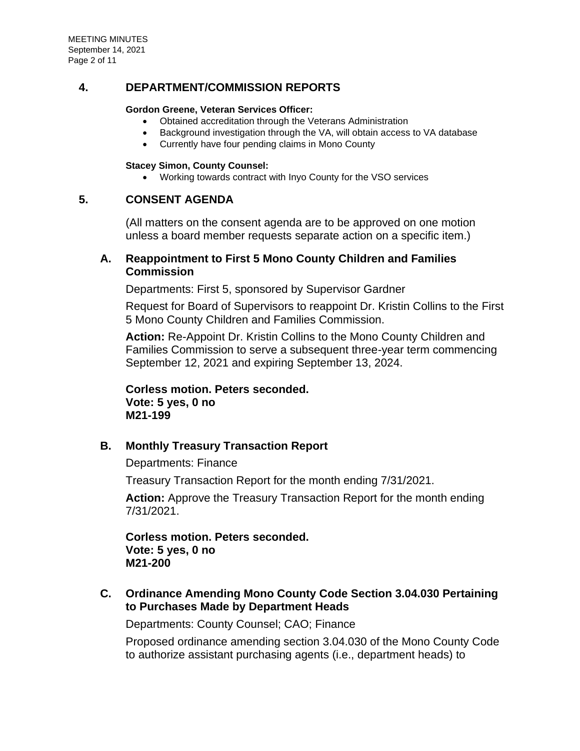## 4. DEPARTMENT/COMMISSION REPORTS

**Gordon Greene, Veteran Services Officer:**

- Obtained accreditation through the Veterans Administration
- Background investigation through the VA, will obtain access to VA database
- Currently have four pending claims in Mono County

**Stacey Simon, County Counsel:**

- Working towards contract with Inyo County for the VSO services

## 5. CONSENT AGENDA

(All matters on the consent agenda are to be approved on one motion unless a board member requests separate action on a specific item.)

### A. Reappointment to First 5 Mono County Children and Families Commission

Departments: First 5, sponsored by Supervisor Gardner

Request for Board of Supervisors to reappoint Dr. Kristin Collins to the First 5 Mono County Children and Families Commission.

**Action:** Re-Appoint Dr. Kristin Collins to the Mono County Children and Families Commission to serve a subsequent three-year term commencing September 12, 2021 and expiring September 13, 2024.

**Corless motion. Peters seconded.**
**Vote: 5 yes, 0 no**
**M21-199**

### B. Monthly Treasury Transaction Report

Departments: Finance

Treasury Transaction Report for the month ending 7/31/2021.

**Action:** Approve the Treasury Transaction Report for the month ending 7/31/2021.

**Corless motion. Peters seconded.**
**Vote: 5 yes, 0 no**
**M21-200**

### C. Ordinance Amending Mono County Code Section 3.04.030 Pertaining to Purchases Made by Department Heads

Departments: County Counsel; CAO; Finance

Proposed ordinance amending section 3.04.030 of the Mono County Code to authorize assistant purchasing agents (i.e., department heads) to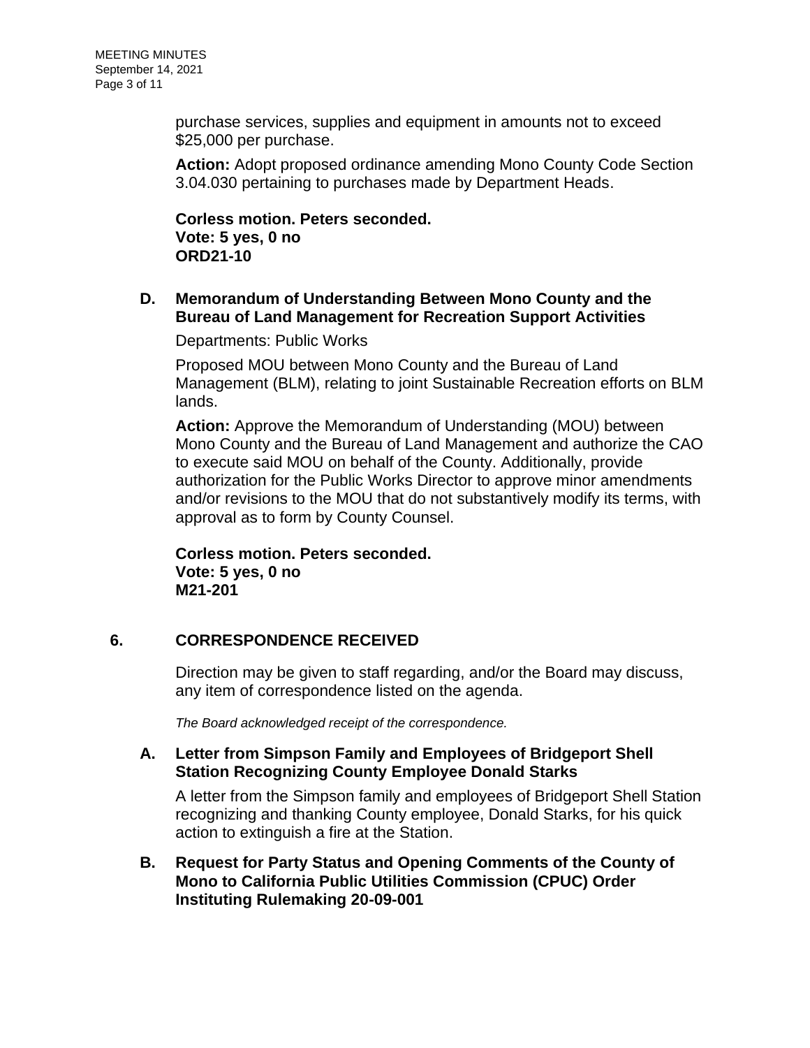purchase services, supplies and equipment in amounts not to exceed $25,000 per purchase.

**Action:** Adopt proposed ordinance amending Mono County Code Section 3.04.030 pertaining to purchases made by Department Heads.

**Corless motion. Peters seconded.**
**Vote: 5 yes, 0 no**
**ORD21-10**

### D. Memorandum of Understanding Between Mono County and the Bureau of Land Management for Recreation Support Activities

Departments: Public Works

Proposed MOU between Mono County and the Bureau of Land Management (BLM), relating to joint Sustainable Recreation efforts on BLM lands.

**Action:** Approve the Memorandum of Understanding (MOU) between Mono County and the Bureau of Land Management and authorize the CAO to execute said MOU on behalf of the County. Additionally, provide authorization for the Public Works Director to approve minor amendments and/or revisions to the MOU that do not substantively modify its terms, with approval as to form by County Counsel.

**Corless motion. Peters seconded.**
**Vote: 5 yes, 0 no**
**M21-201**

## 6. CORRESPONDENCE RECEIVED

Direction may be given to staff regarding, and/or the Board may discuss, any item of correspondence listed on the agenda.

*The Board acknowledged receipt of the correspondence.*

### A. Letter from Simpson Family and Employees of Bridgeport Shell Station Recognizing County Employee Donald Starks

A letter from the Simpson family and employees of Bridgeport Shell Station recognizing and thanking County employee, Donald Starks, for his quick action to extinguish a fire at the Station.

### B. Request for Party Status and Opening Comments of the County of Mono to California Public Utilities Commission (CPUC) Order Instituting Rulemaking 20-09-001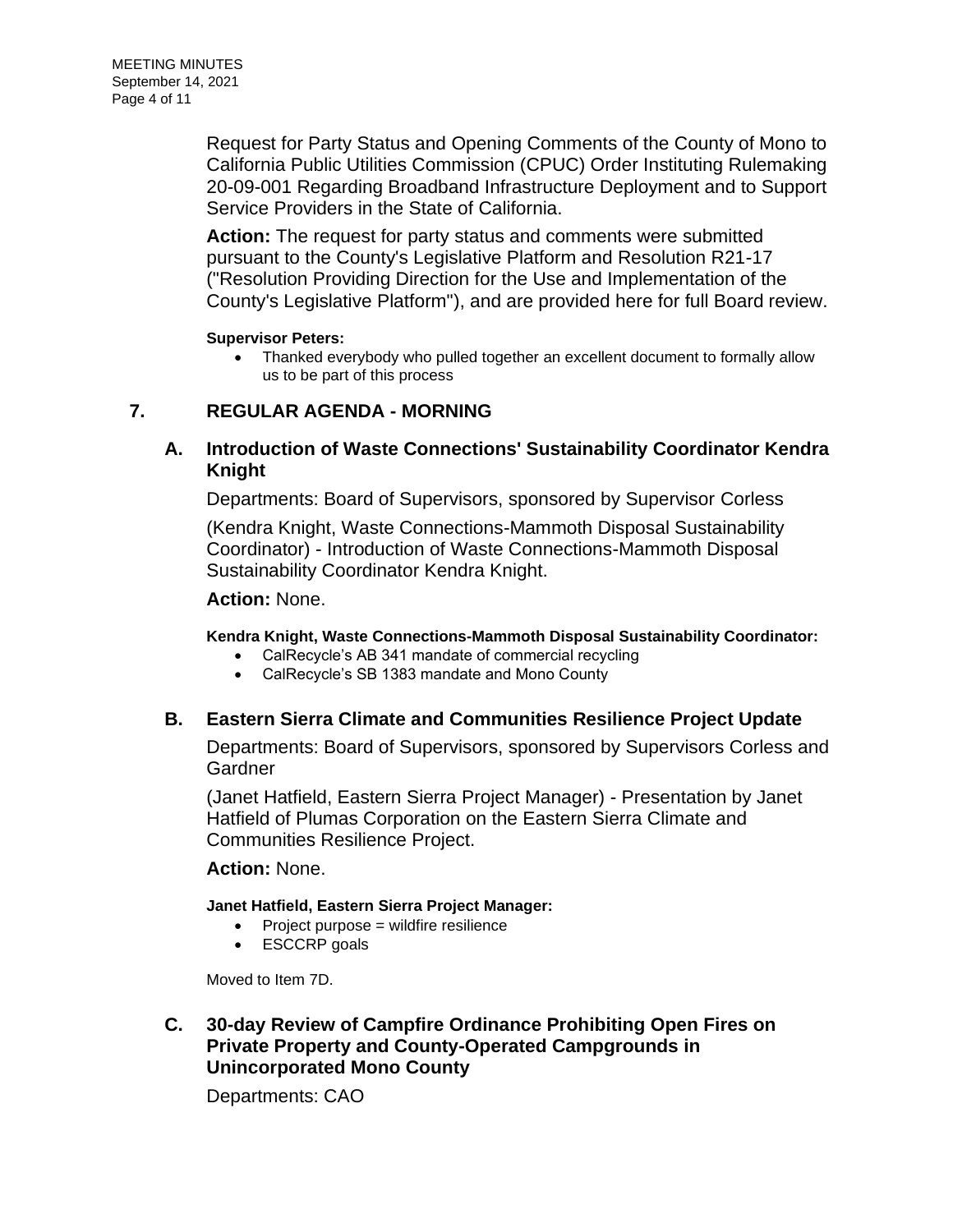Request for Party Status and Opening Comments of the County of Mono to California Public Utilities Commission (CPUC) Order Instituting Rulemaking 20-09-001 Regarding Broadband Infrastructure Deployment and to Support Service Providers in the State of California.

**Action:** The request for party status and comments were submitted pursuant to the County's Legislative Platform and Resolution R21-17 ("Resolution Providing Direction for the Use and Implementation of the County's Legislative Platform"), and are provided here for full Board review.

**Supervisor Peters:**

- Thanked everybody who pulled together an excellent document to formally allow us to be part of this process

## 7. REGULAR AGENDA - MORNING

### A. Introduction of Waste Connections' Sustainability Coordinator Kendra Knight

Departments: Board of Supervisors, sponsored by Supervisor Corless

(Kendra Knight, Waste Connections-Mammoth Disposal Sustainability Coordinator) - Introduction of Waste Connections-Mammoth Disposal Sustainability Coordinator Kendra Knight.

**Action:** None.

**Kendra Knight, Waste Connections-Mammoth Disposal Sustainability Coordinator:**

- CalRecycle's AB 341 mandate of commercial recycling
- CalRecycle's SB 1383 mandate and Mono County

### B. Eastern Sierra Climate and Communities Resilience Project Update

Departments: Board of Supervisors, sponsored by Supervisors Corless and Gardner

(Janet Hatfield, Eastern Sierra Project Manager) - Presentation by Janet Hatfield of Plumas Corporation on the Eastern Sierra Climate and Communities Resilience Project.

**Action:** None.

**Janet Hatfield, Eastern Sierra Project Manager:**

- Project purpose = wildfire resilience
- ESCCRP goals

Moved to Item 7D.

### C. 30-day Review of Campfire Ordinance Prohibiting Open Fires on Private Property and County-Operated Campgrounds in Unincorporated Mono County

Departments: CAO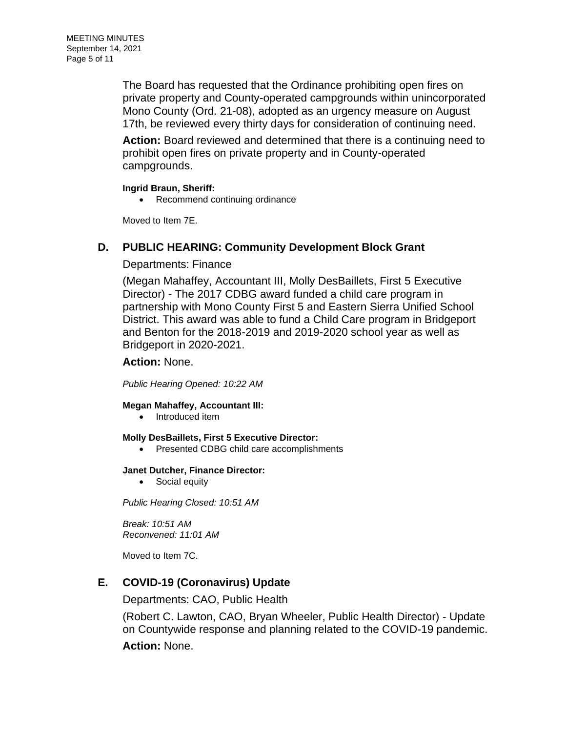The Board has requested that the Ordinance prohibiting open fires on private property and County-operated campgrounds within unincorporated Mono County (Ord. 21-08), adopted as an urgency measure on August 17th, be reviewed every thirty days for consideration of continuing need.

**Action:** Board reviewed and determined that there is a continuing need to prohibit open fires on private property and in County-operated campgrounds.

**Ingrid Braun, Sheriff:**

- Recommend continuing ordinance

Moved to Item 7E.

### D. PUBLIC HEARING: Community Development Block Grant

Departments: Finance

(Megan Mahaffey, Accountant III, Molly DesBaillets, First 5 Executive Director) - The 2017 CDBG award funded a child care program in partnership with Mono County First 5 and Eastern Sierra Unified School District. This award was able to fund a Child Care program in Bridgeport and Benton for the 2018-2019 and 2019-2020 school year as well as Bridgeport in 2020-2021.

**Action:** None.

*Public Hearing Opened: 10:22 AM*

**Megan Mahaffey, Accountant III:**

- Introduced item

**Molly DesBaillets, First 5 Executive Director:**

- Presented CDBG child care accomplishments

**Janet Dutcher, Finance Director:**

- Social equity

*Public Hearing Closed: 10:51 AM*

*Break: 10:51 AM*
*Reconvened: 11:01 AM*

Moved to Item 7C.

### E. COVID-19 (Coronavirus) Update

Departments: CAO, Public Health

(Robert C. Lawton, CAO, Bryan Wheeler, Public Health Director) - Update on Countywide response and planning related to the COVID-19 pandemic.

**Action:** None.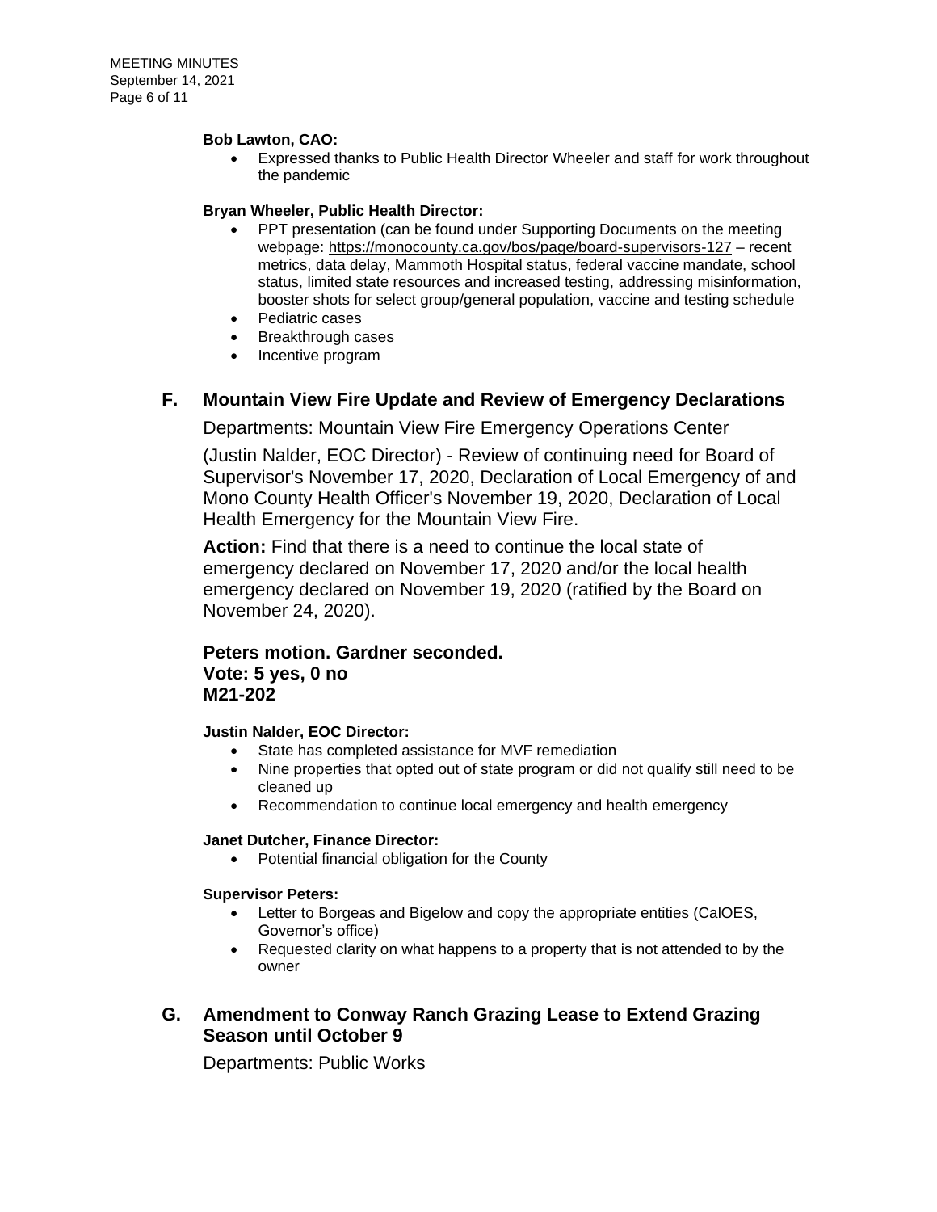**Bob Lawton, CAO:**

- Expressed thanks to Public Health Director Wheeler and staff for work throughout the pandemic

**Bryan Wheeler, Public Health Director:**

- PPT presentation (can be found under Supporting Documents on the meeting webpage: https://monocounty.ca.gov/bos/page/board-supervisors-127 – recent metrics, data delay, Mammoth Hospital status, federal vaccine mandate, school status, limited state resources and increased testing, addressing misinformation, booster shots for select group/general population, vaccine and testing schedule
- Pediatric cases
- Breakthrough cases
- Incentive program

## F. Mountain View Fire Update and Review of Emergency Declarations

Departments: Mountain View Fire Emergency Operations Center

(Justin Nalder, EOC Director) - Review of continuing need for Board of Supervisor's November 17, 2020, Declaration of Local Emergency of and Mono County Health Officer's November 19, 2020, Declaration of Local Health Emergency for the Mountain View Fire.

**Action:** Find that there is a need to continue the local state of emergency declared on November 17, 2020 and/or the local health emergency declared on November 19, 2020 (ratified by the Board on November 24, 2020).

**Peters motion. Gardner seconded.**
**Vote: 5 yes, 0 no**
**M21-202**

**Justin Nalder, EOC Director:**

- State has completed assistance for MVF remediation
- Nine properties that opted out of state program or did not qualify still need to be cleaned up
- Recommendation to continue local emergency and health emergency

**Janet Dutcher, Finance Director:**

- Potential financial obligation for the County

**Supervisor Peters:**

- Letter to Borgeas and Bigelow and copy the appropriate entities (CalOES, Governor's office)
- Requested clarity on what happens to a property that is not attended to by the owner

## G. Amendment to Conway Ranch Grazing Lease to Extend Grazing Season until October 9

Departments: Public Works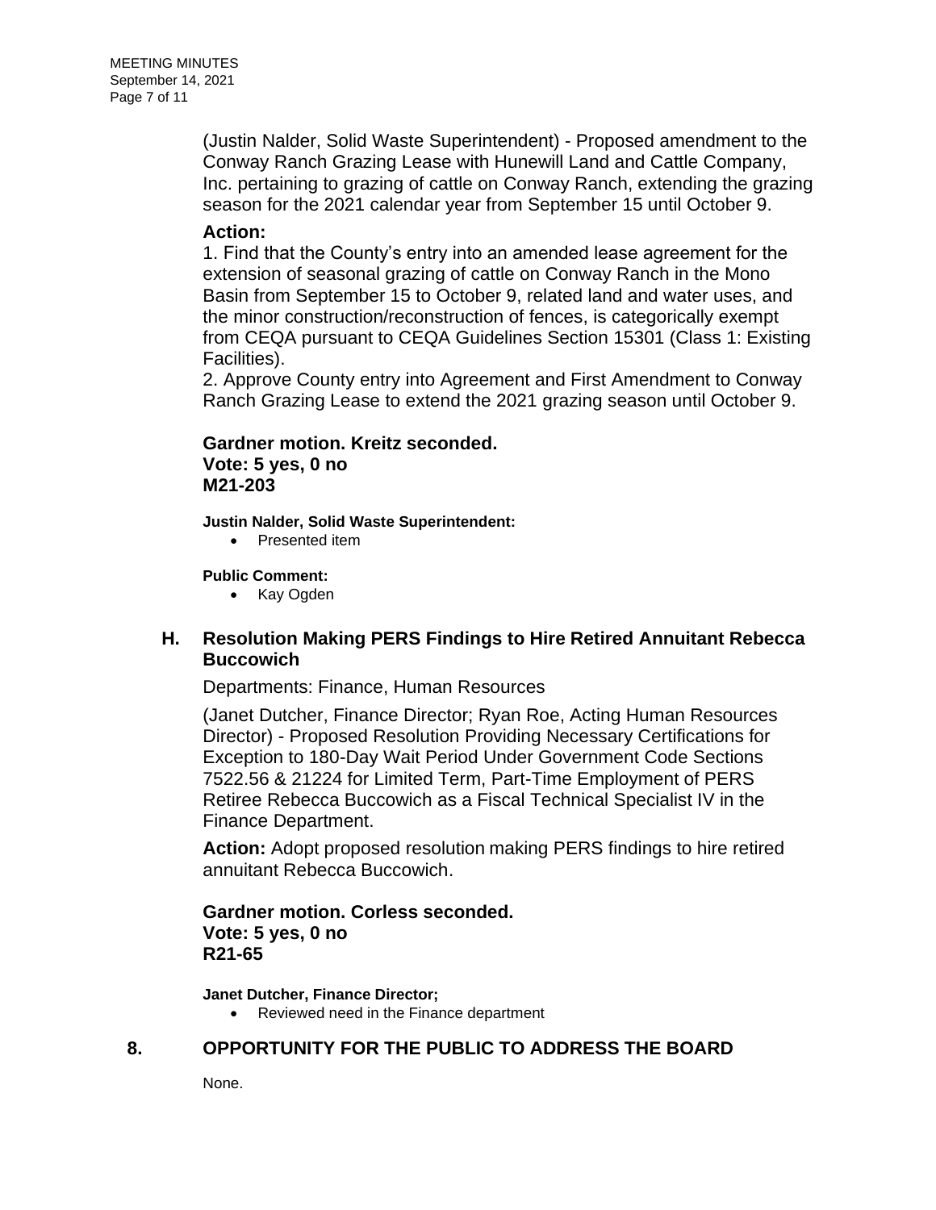(Justin Nalder, Solid Waste Superintendent) - Proposed amendment to the Conway Ranch Grazing Lease with Hunewill Land and Cattle Company, Inc. pertaining to grazing of cattle on Conway Ranch, extending the grazing season for the 2021 calendar year from September 15 until October 9.

**Action:**

1. Find that the County's entry into an amended lease agreement for the extension of seasonal grazing of cattle on Conway Ranch in the Mono Basin from September 15 to October 9, related land and water uses, and the minor construction/reconstruction of fences, is categorically exempt from CEQA pursuant to CEQA Guidelines Section 15301 (Class 1: Existing Facilities).
2. Approve County entry into Agreement and First Amendment to Conway Ranch Grazing Lease to extend the 2021 grazing season until October 9.

**Gardner motion. Kreitz seconded.**
**Vote: 5 yes, 0 no**
**M21-203**

**Justin Nalder, Solid Waste Superintendent:**

- Presented item

**Public Comment:**

- Kay Ogden

### H. Resolution Making PERS Findings to Hire Retired Annuitant Rebecca Buccowich

Departments: Finance, Human Resources

(Janet Dutcher, Finance Director; Ryan Roe, Acting Human Resources Director) - Proposed Resolution Providing Necessary Certifications for Exception to 180-Day Wait Period Under Government Code Sections 7522.56 & 21224 for Limited Term, Part-Time Employment of PERS Retiree Rebecca Buccowich as a Fiscal Technical Specialist IV in the Finance Department.

**Action:** Adopt proposed resolution making PERS findings to hire retired annuitant Rebecca Buccowich.

**Gardner motion. Corless seconded.**
**Vote: 5 yes, 0 no**
**R21-65**

**Janet Dutcher, Finance Director;**

- Reviewed need in the Finance department

## 8. OPPORTUNITY FOR THE PUBLIC TO ADDRESS THE BOARD

None.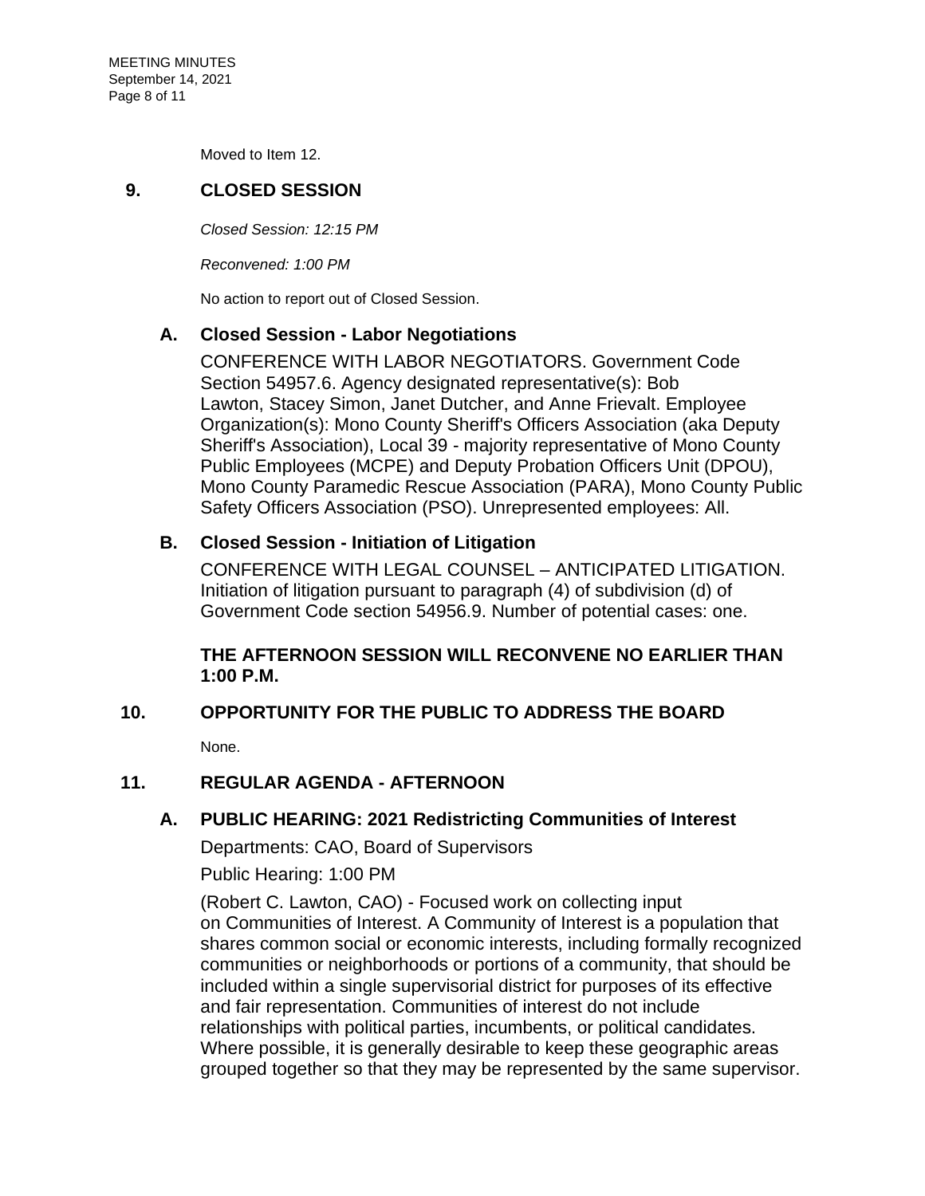Moved to Item 12.

## 9. CLOSED SESSION

*Closed Session: 12:15 PM*

*Reconvened: 1:00 PM*

No action to report out of Closed Session.

### A. Closed Session - Labor Negotiations

CONFERENCE WITH LABOR NEGOTIATORS. Government Code Section 54957.6. Agency designated representative(s): Bob Lawton, Stacey Simon, Janet Dutcher, and Anne Frievalt. Employee Organization(s): Mono County Sheriff's Officers Association (aka Deputy Sheriff's Association), Local 39 - majority representative of Mono County Public Employees (MCPE) and Deputy Probation Officers Unit (DPOU), Mono County Paramedic Rescue Association (PARA), Mono County Public Safety Officers Association (PSO). Unrepresented employees: All.

### B. Closed Session - Initiation of Litigation

CONFERENCE WITH LEGAL COUNSEL – ANTICIPATED LITIGATION. Initiation of litigation pursuant to paragraph (4) of subdivision (d) of Government Code section 54956.9. Number of potential cases: one.

**THE AFTERNOON SESSION WILL RECONVENE NO EARLIER THAN 1:00 P.M.**

## 10. OPPORTUNITY FOR THE PUBLIC TO ADDRESS THE BOARD

None.

## 11. REGULAR AGENDA - AFTERNOON

### A. PUBLIC HEARING: 2021 Redistricting Communities of Interest

Departments: CAO, Board of Supervisors

Public Hearing: 1:00 PM

(Robert C. Lawton, CAO) - Focused work on collecting input on Communities of Interest. A Community of Interest is a population that shares common social or economic interests, including formally recognized communities or neighborhoods or portions of a community, that should be included within a single supervisorial district for purposes of its effective and fair representation. Communities of interest do not include relationships with political parties, incumbents, or political candidates. Where possible, it is generally desirable to keep these geographic areas grouped together so that they may be represented by the same supervisor.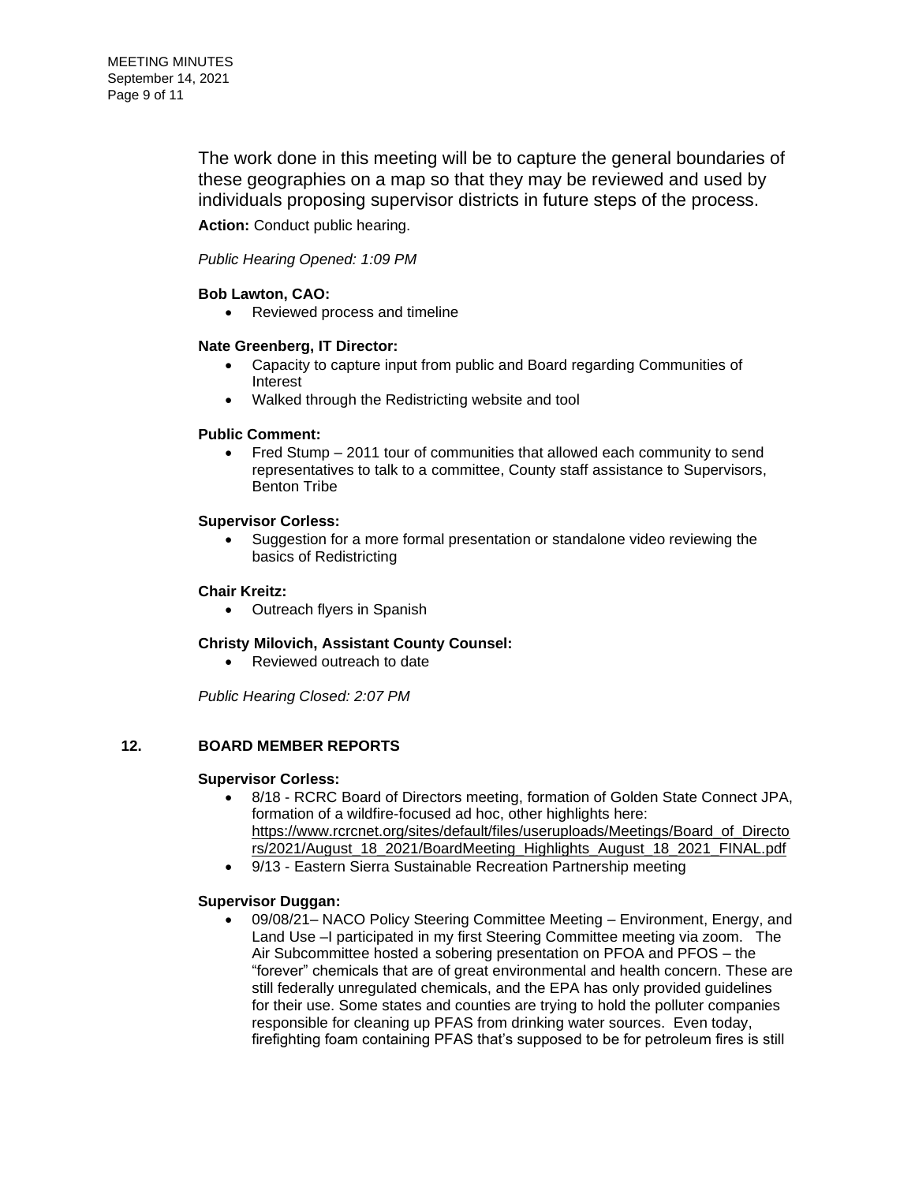The work done in this meeting will be to capture the general boundaries of these geographies on a map so that they may be reviewed and used by individuals proposing supervisor districts in future steps of the process.

**Action:** Conduct public hearing.

*Public Hearing Opened: 1:09 PM*

**Bob Lawton, CAO:**

- Reviewed process and timeline

**Nate Greenberg, IT Director:**

- Capacity to capture input from public and Board regarding Communities of Interest
- Walked through the Redistricting website and tool

**Public Comment:**

- Fred Stump – 2011 tour of communities that allowed each community to send representatives to talk to a committee, County staff assistance to Supervisors, Benton Tribe

**Supervisor Corless:**

- Suggestion for a more formal presentation or standalone video reviewing the basics of Redistricting

**Chair Kreitz:**

- Outreach flyers in Spanish

**Christy Milovich, Assistant County Counsel:**

- Reviewed outreach to date

*Public Hearing Closed: 2:07 PM*

## 12. BOARD MEMBER REPORTS

**Supervisor Corless:**

- 8/18 - RCRC Board of Directors meeting, formation of Golden State Connect JPA, formation of a wildfire-focused ad hoc, other highlights here: https://www.rcrcnet.org/sites/default/files/useruploads/Meetings/Board_of_Directors/2021/August_18_2021/BoardMeeting_Highlights_August_18_2021_FINAL.pdf
- 9/13 - Eastern Sierra Sustainable Recreation Partnership meeting

**Supervisor Duggan:**

- 09/08/21– NACO Policy Steering Committee Meeting – Environment, Energy, and Land Use –I participated in my first Steering Committee meeting via zoom. The Air Subcommittee hosted a sobering presentation on PFOA and PFOS – the "forever" chemicals that are of great environmental and health concern. These are still federally unregulated chemicals, and the EPA has only provided guidelines for their use. Some states and counties are trying to hold the polluter companies responsible for cleaning up PFAS from drinking water sources. Even today, firefighting foam containing PFAS that's supposed to be for petroleum fires is still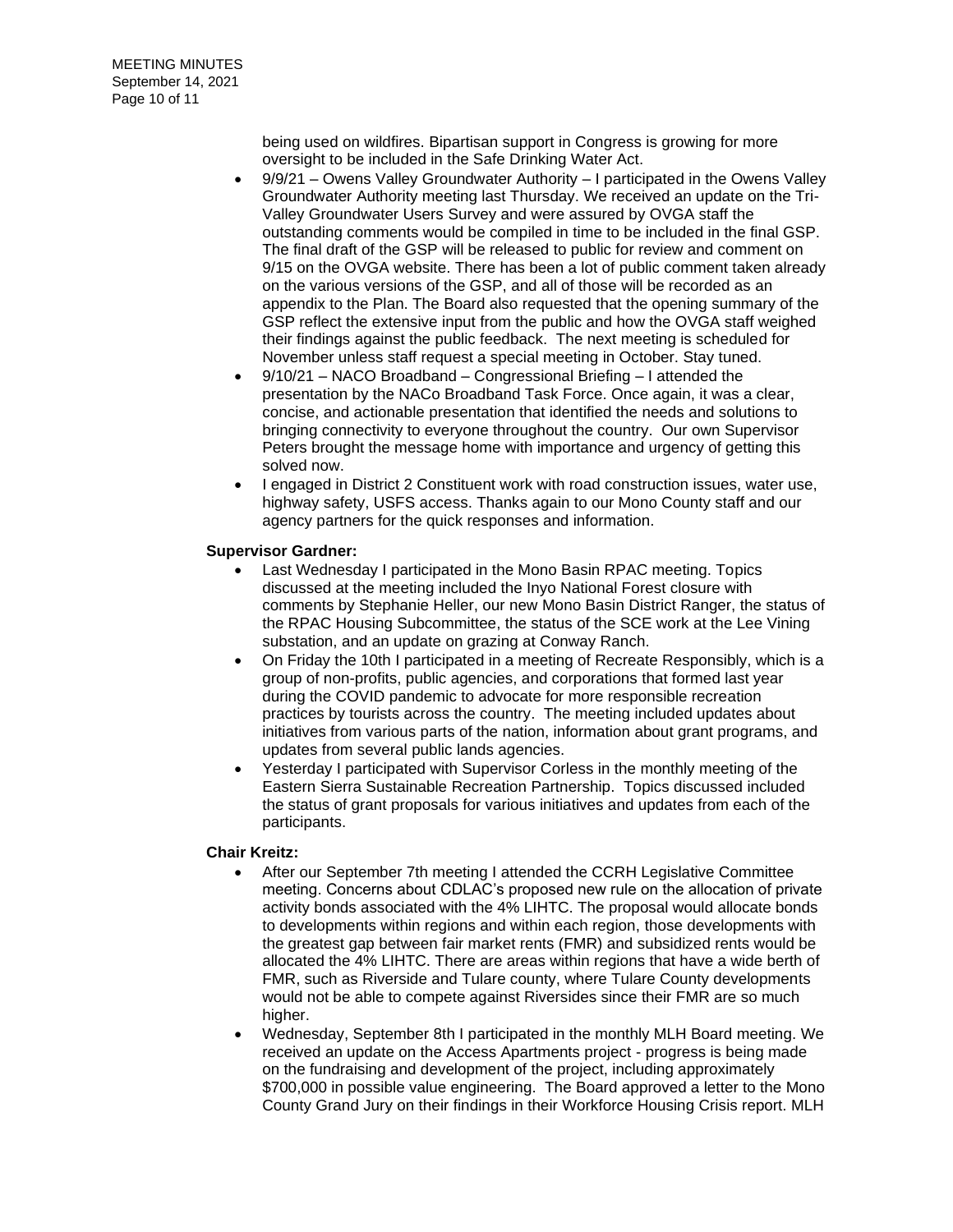being used on wildfires. Bipartisan support in Congress is growing for more oversight to be included in the Safe Drinking Water Act.

- 9/9/21 – Owens Valley Groundwater Authority – I participated in the Owens Valley Groundwater Authority meeting last Thursday. We received an update on the Tri-Valley Groundwater Users Survey and were assured by OVGA staff the outstanding comments would be compiled in time to be included in the final GSP. The final draft of the GSP will be released to public for review and comment on 9/15 on the OVGA website. There has been a lot of public comment taken already on the various versions of the GSP, and all of those will be recorded as an appendix to the Plan. The Board also requested that the opening summary of the GSP reflect the extensive input from the public and how the OVGA staff weighed their findings against the public feedback. The next meeting is scheduled for November unless staff request a special meeting in October. Stay tuned.
- 9/10/21 – NACO Broadband – Congressional Briefing – I attended the presentation by the NACo Broadband Task Force. Once again, it was a clear, concise, and actionable presentation that identified the needs and solutions to bringing connectivity to everyone throughout the country. Our own Supervisor Peters brought the message home with importance and urgency of getting this solved now.
- I engaged in District 2 Constituent work with road construction issues, water use, highway safety, USFS access. Thanks again to our Mono County staff and our agency partners for the quick responses and information.

**Supervisor Gardner:**

- Last Wednesday I participated in the Mono Basin RPAC meeting. Topics discussed at the meeting included the Inyo National Forest closure with comments by Stephanie Heller, our new Mono Basin District Ranger, the status of the RPAC Housing Subcommittee, the status of the SCE work at the Lee Vining substation, and an update on grazing at Conway Ranch.
- On Friday the 10th I participated in a meeting of Recreate Responsibly, which is a group of non-profits, public agencies, and corporations that formed last year during the COVID pandemic to advocate for more responsible recreation practices by tourists across the country. The meeting included updates about initiatives from various parts of the nation, information about grant programs, and updates from several public lands agencies.
- Yesterday I participated with Supervisor Corless in the monthly meeting of the Eastern Sierra Sustainable Recreation Partnership. Topics discussed included the status of grant proposals for various initiatives and updates from each of the participants.

**Chair Kreitz:**

- After our September 7th meeting I attended the CCRH Legislative Committee meeting. Concerns about CDLAC's proposed new rule on the allocation of private activity bonds associated with the 4% LIHTC. The proposal would allocate bonds to developments within regions and within each region, those developments with the greatest gap between fair market rents (FMR) and subsidized rents would be allocated the 4% LIHTC. There are areas within regions that have a wide berth of FMR, such as Riverside and Tulare county, where Tulare County developments would not be able to compete against Riversides since their FMR are so much higher.
- Wednesday, September 8th I participated in the monthly MLH Board meeting. We received an update on the Access Apartments project - progress is being made on the fundraising and development of the project, including approximately $700,000 in possible value engineering. The Board approved a letter to the Mono County Grand Jury on their findings in their Workforce Housing Crisis report. MLH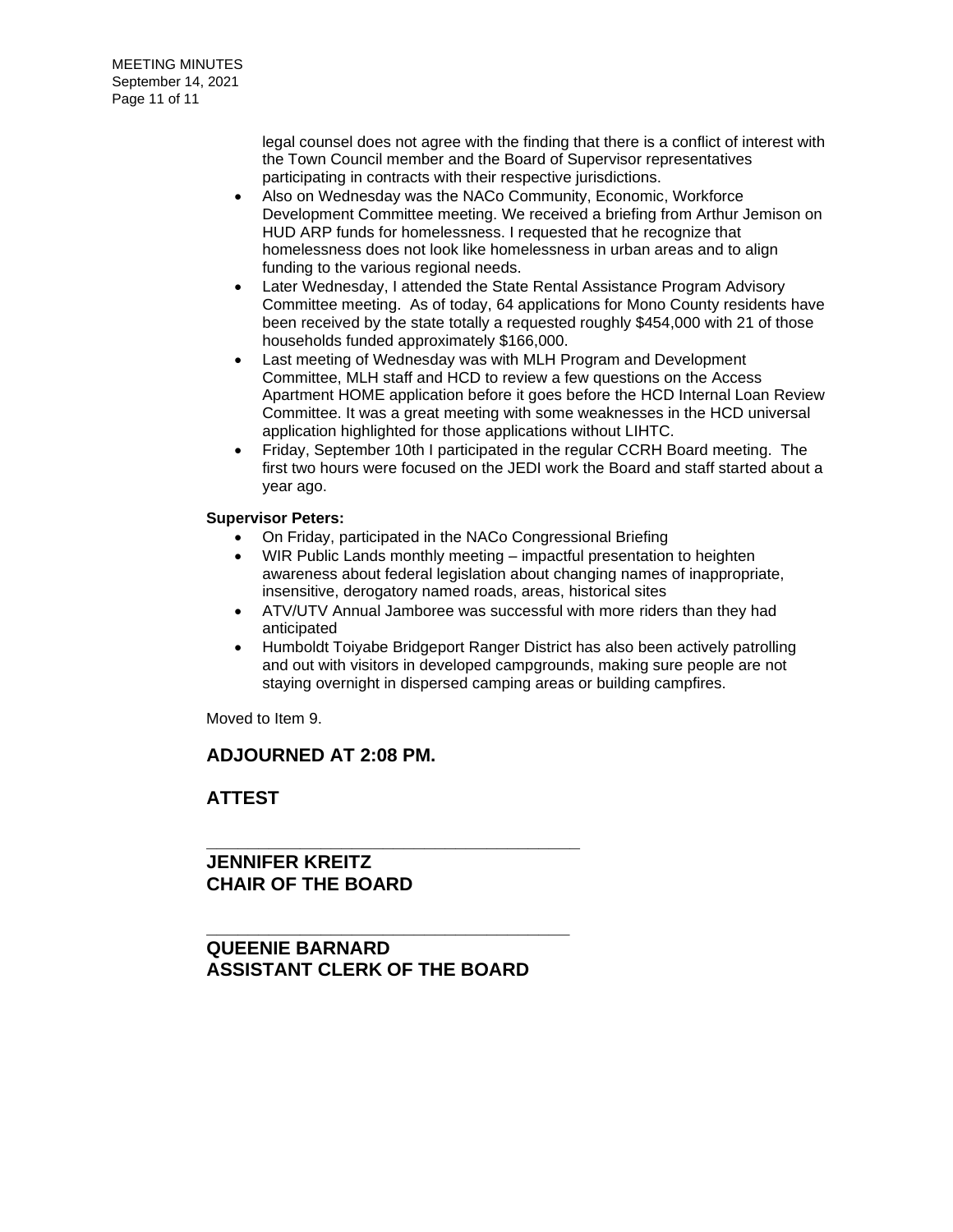legal counsel does not agree with the finding that there is a conflict of interest with the Town Council member and the Board of Supervisor representatives participating in contracts with their respective jurisdictions.

- Also on Wednesday was the NACo Community, Economic, Workforce Development Committee meeting. We received a briefing from Arthur Jemison on HUD ARP funds for homelessness. I requested that he recognize that homelessness does not look like homelessness in urban areas and to align funding to the various regional needs.
- Later Wednesday, I attended the State Rental Assistance Program Advisory Committee meeting. As of today, 64 applications for Mono County residents have been received by the state totally a requested roughly $454,000 with 21 of those households funded approximately $166,000.
- Last meeting of Wednesday was with MLH Program and Development Committee, MLH staff and HCD to review a few questions on the Access Apartment HOME application before it goes before the HCD Internal Loan Review Committee. It was a great meeting with some weaknesses in the HCD universal application highlighted for those applications without LIHTC.
- Friday, September 10th I participated in the regular CCRH Board meeting. The first two hours were focused on the JEDI work the Board and staff started about a year ago.

**Supervisor Peters:**

- On Friday, participated in the NACo Congressional Briefing
- WIR Public Lands monthly meeting – impactful presentation to heighten awareness about federal legislation about changing names of inappropriate, insensitive, derogatory named roads, areas, historical sites
- ATV/UTV Annual Jamboree was successful with more riders than they had anticipated
- Humboldt Toiyabe Bridgeport Ranger District has also been actively patrolling and out with visitors in developed campgrounds, making sure people are not staying overnight in dispersed camping areas or building campfires.

Moved to Item 9.

## ADJOURNED AT 2:08 PM.

## ATTEST

\_\_\_\_\_\_\_\_\_\_\_\_\_\_\_\_\_\_\_\_\_\_\_\_\_\_\_\_\_\_\_\_\_\_\_\_\_\_\_\_

**JENNIFER KREITZ**
**CHAIR OF THE BOARD**

\_\_\_\_\_\_\_\_\_\_\_\_\_\_\_\_\_\_\_\_\_\_\_\_\_\_\_\_\_\_\_\_\_\_\_\_\_\_\_\_

**QUEENIE BARNARD**
**ASSISTANT CLERK OF THE BOARD**